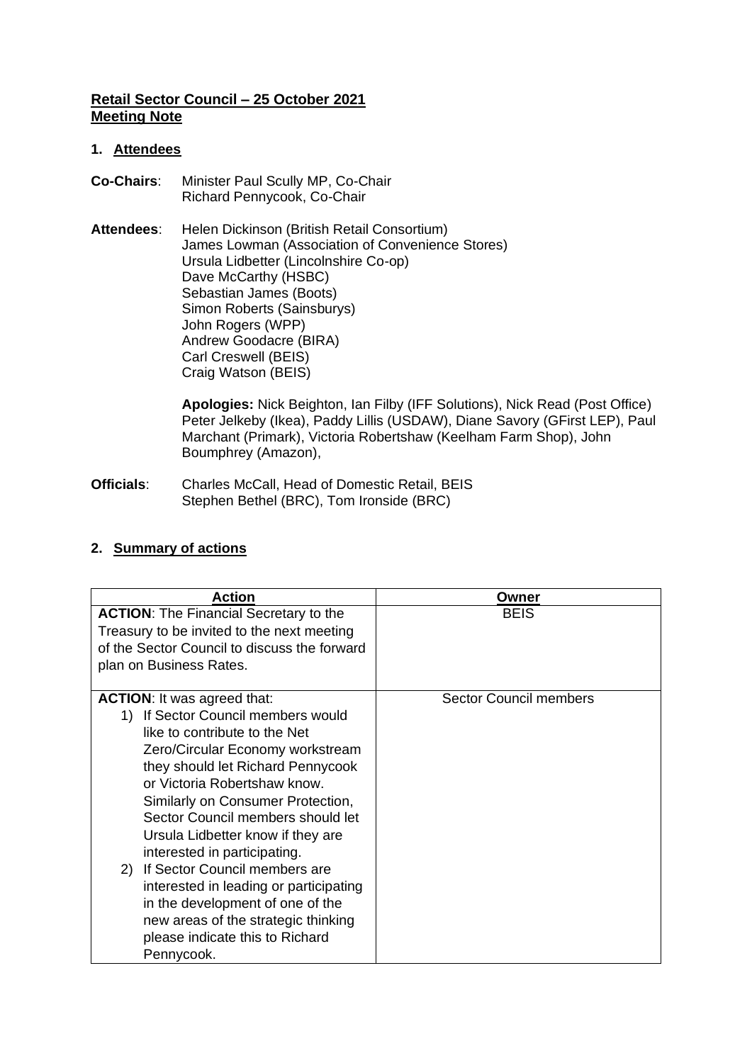**Retail Sector Council – 25 October 2021**
**Meeting Note**

## 1. Attendees

**Co-Chairs**: Minister Paul Scully MP, Co-Chair
Richard Pennycook, Co-Chair

**Attendees**: Helen Dickinson (British Retail Consortium)
James Lowman (Association of Convenience Stores)
Ursula Lidbetter (Lincolnshire Co-op)
Dave McCarthy (HSBC)
Sebastian James (Boots)
Simon Roberts (Sainsburys)
John Rogers (WPP)
Andrew Goodacre (BIRA)
Carl Creswell (BEIS)
Craig Watson (BEIS)

**Apologies:** Nick Beighton, Ian Filby (IFF Solutions), Nick Read (Post Office) Peter Jelkeby (Ikea), Paddy Lillis (USDAW), Diane Savory (GFirst LEP), Paul Marchant (Primark), Victoria Robertshaw (Keelham Farm Shop), John Boumphrey (Amazon),

**Officials**: Charles McCall, Head of Domestic Retail, BEIS
Stephen Bethel (BRC), Tom Ironside (BRC)

## 2. Summary of actions

| Action | Owner |
|---|---|
| **ACTION**: The Financial Secretary to the Treasury to be invited to the next meeting of the Sector Council to discuss the forward plan on Business Rates. | BEIS |
| **ACTION**: It was agreed that:<br>1) If Sector Council members would like to contribute to the Net Zero/Circular Economy workstream they should let Richard Pennycook or Victoria Robertshaw know. Similarly on Consumer Protection, Sector Council members should let Ursula Lidbetter know if they are interested in participating.<br>2) If Sector Council members are interested in leading or participating in the development of one of the new areas of the strategic thinking please indicate this to Richard Pennycook. | Sector Council members |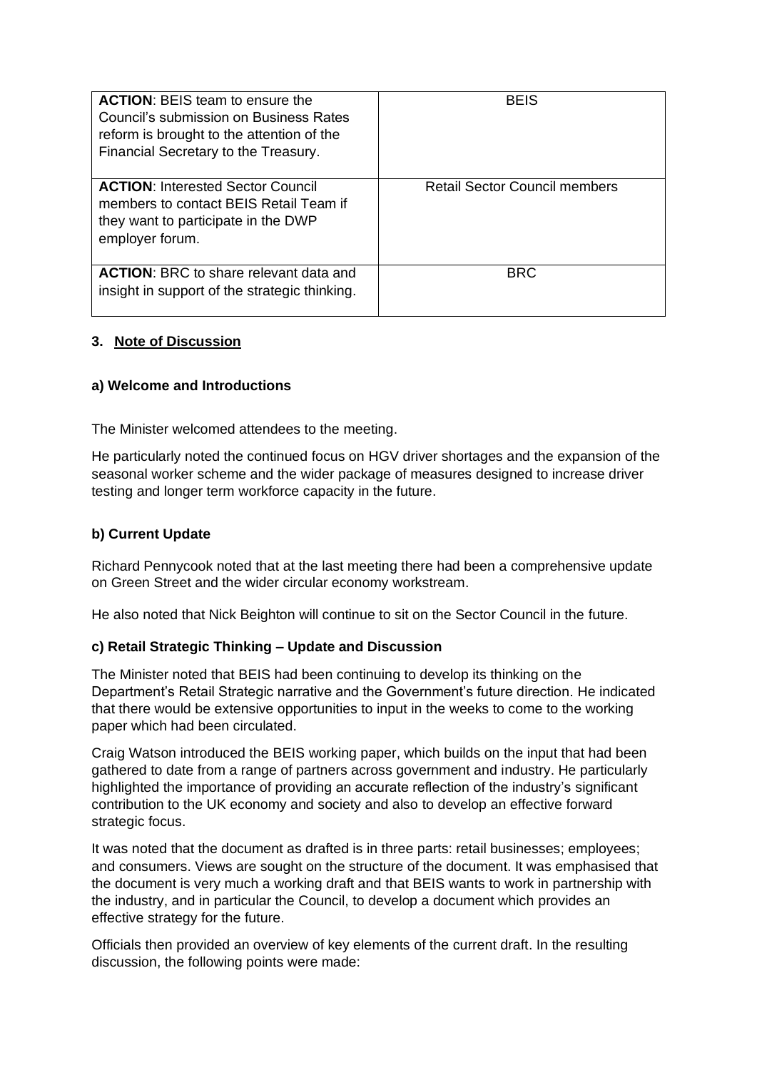| | |
|---|---|
| **ACTION**: BEIS team to ensure the Council's submission on Business Rates reform is brought to the attention of the Financial Secretary to the Treasury. | BEIS |
| **ACTION**: Interested Sector Council members to contact BEIS Retail Team if they want to participate in the DWP employer forum. | Retail Sector Council members |
| **ACTION**: BRC to share relevant data and insight in support of the strategic thinking. | BRC |

### 3. Note of Discussion

#### a) Welcome and Introductions

The Minister welcomed attendees to the meeting.

He particularly noted the continued focus on HGV driver shortages and the expansion of the seasonal worker scheme and the wider package of measures designed to increase driver testing and longer term workforce capacity in the future.

#### b) Current Update

Richard Pennycook noted that at the last meeting there had been a comprehensive update on Green Street and the wider circular economy workstream.

He also noted that Nick Beighton will continue to sit on the Sector Council in the future.

#### c) Retail Strategic Thinking – Update and Discussion

The Minister noted that BEIS had been continuing to develop its thinking on the Department's Retail Strategic narrative and the Government's future direction. He indicated that there would be extensive opportunities to input in the weeks to come to the working paper which had been circulated.

Craig Watson introduced the BEIS working paper, which builds on the input that had been gathered to date from a range of partners across government and industry. He particularly highlighted the importance of providing an accurate reflection of the industry's significant contribution to the UK economy and society and also to develop an effective forward strategic focus.

It was noted that the document as drafted is in three parts: retail businesses; employees; and consumers. Views are sought on the structure of the document. It was emphasised that the document is very much a working draft and that BEIS wants to work in partnership with the industry, and in particular the Council, to develop a document which provides an effective strategy for the future.

Officials then provided an overview of key elements of the current draft. In the resulting discussion, the following points were made: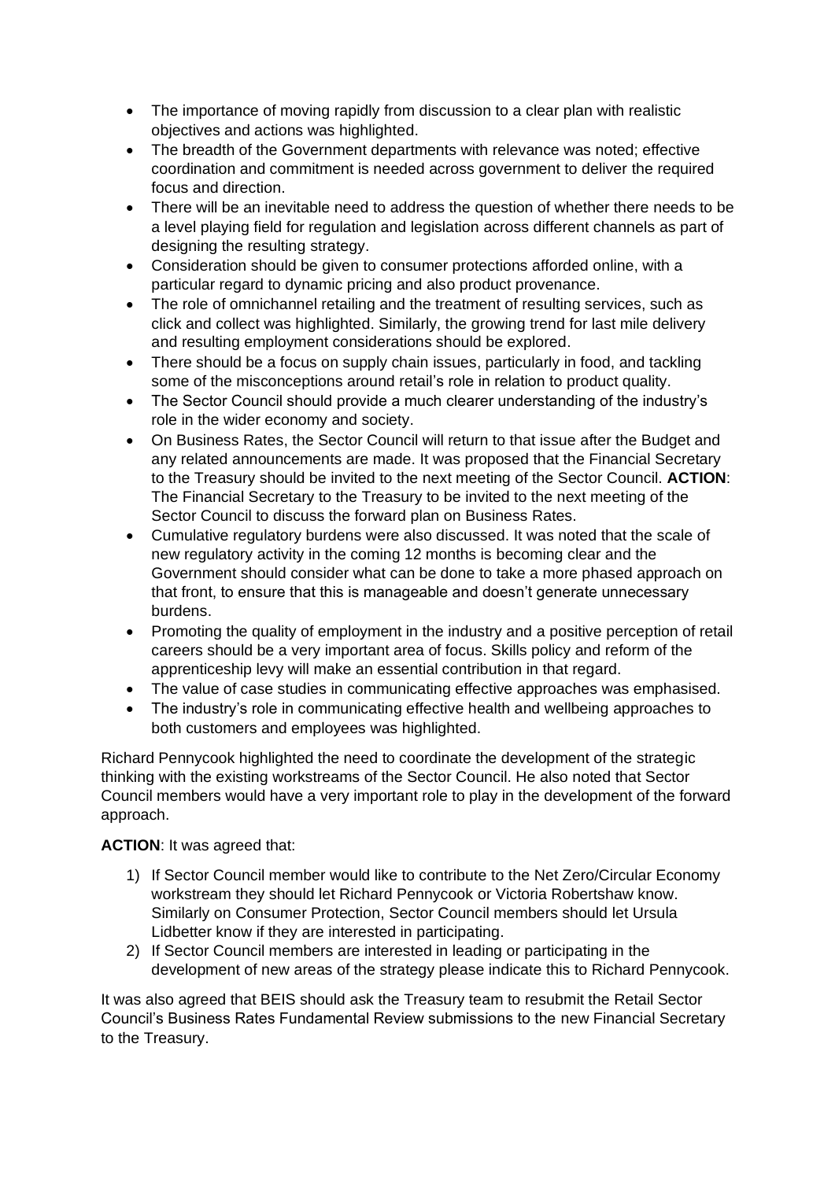- The importance of moving rapidly from discussion to a clear plan with realistic objectives and actions was highlighted.
- The breadth of the Government departments with relevance was noted; effective coordination and commitment is needed across government to deliver the required focus and direction.
- There will be an inevitable need to address the question of whether there needs to be a level playing field for regulation and legislation across different channels as part of designing the resulting strategy.
- Consideration should be given to consumer protections afforded online, with a particular regard to dynamic pricing and also product provenance.
- The role of omnichannel retailing and the treatment of resulting services, such as click and collect was highlighted. Similarly, the growing trend for last mile delivery and resulting employment considerations should be explored.
- There should be a focus on supply chain issues, particularly in food, and tackling some of the misconceptions around retail's role in relation to product quality.
- The Sector Council should provide a much clearer understanding of the industry's role in the wider economy and society.
- On Business Rates, the Sector Council will return to that issue after the Budget and any related announcements are made. It was proposed that the Financial Secretary to the Treasury should be invited to the next meeting of the Sector Council. **ACTION**: The Financial Secretary to the Treasury to be invited to the next meeting of the Sector Council to discuss the forward plan on Business Rates.
- Cumulative regulatory burdens were also discussed. It was noted that the scale of new regulatory activity in the coming 12 months is becoming clear and the Government should consider what can be done to take a more phased approach on that front, to ensure that this is manageable and doesn't generate unnecessary burdens.
- Promoting the quality of employment in the industry and a positive perception of retail careers should be a very important area of focus. Skills policy and reform of the apprenticeship levy will make an essential contribution in that regard.
- The value of case studies in communicating effective approaches was emphasised.
- The industry's role in communicating effective health and wellbeing approaches to both customers and employees was highlighted.

Richard Pennycook highlighted the need to coordinate the development of the strategic thinking with the existing workstreams of the Sector Council. He also noted that Sector Council members would have a very important role to play in the development of the forward approach.

**ACTION**: It was agreed that:

1) If Sector Council member would like to contribute to the Net Zero/Circular Economy workstream they should let Richard Pennycook or Victoria Robertshaw know. Similarly on Consumer Protection, Sector Council members should let Ursula Lidbetter know if they are interested in participating.
2) If Sector Council members are interested in leading or participating in the development of new areas of the strategy please indicate this to Richard Pennycook.

It was also agreed that BEIS should ask the Treasury team to resubmit the Retail Sector Council's Business Rates Fundamental Review submissions to the new Financial Secretary to the Treasury.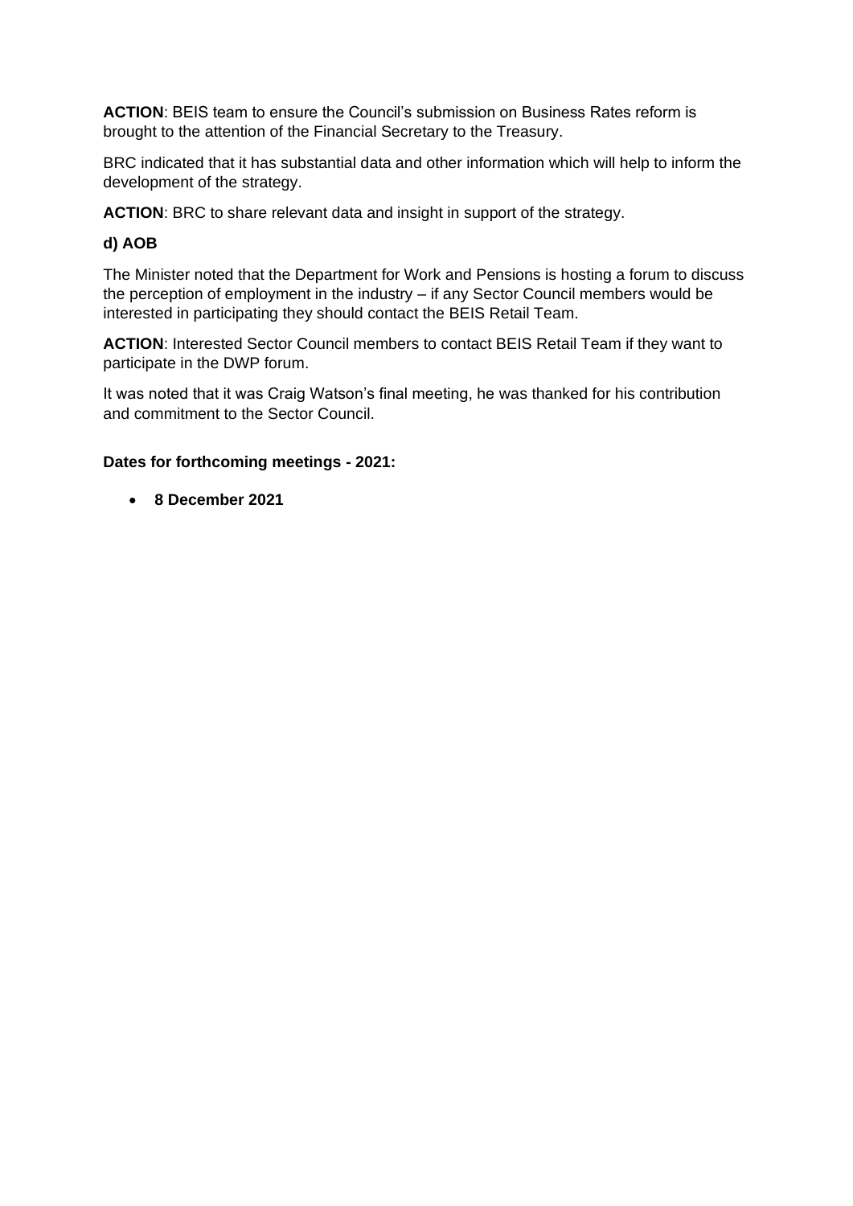**ACTION**: BEIS team to ensure the Council's submission on Business Rates reform is brought to the attention of the Financial Secretary to the Treasury.

BRC indicated that it has substantial data and other information which will help to inform the development of the strategy.

**ACTION**: BRC to share relevant data and insight in support of the strategy.

### d) AOB

The Minister noted that the Department for Work and Pensions is hosting a forum to discuss the perception of employment in the industry – if any Sector Council members would be interested in participating they should contact the BEIS Retail Team.

**ACTION**: Interested Sector Council members to contact BEIS Retail Team if they want to participate in the DWP forum.

It was noted that it was Craig Watson's final meeting, he was thanked for his contribution and commitment to the Sector Council.

**Dates for forthcoming meetings - 2021:**

- **8 December 2021**